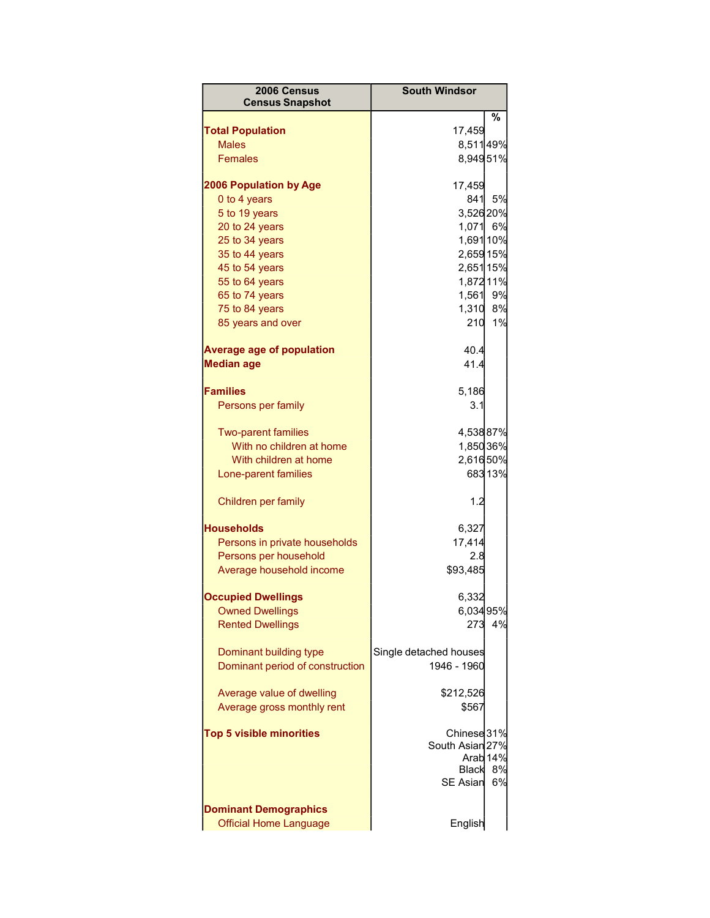| 2006 Census Census Snapshot | South Windsor | |
|---|---|---|
| | | % |
| **Total Population** | 17,459 | |
| Males | 8,511 | 49% |
| Females | 8,949 | 51% |
| | | |
| **2006 Population by Age** | 17,459 | |
| 0 to 4 years | 841 | 5% |
| 5 to 19 years | 3,526 | 20% |
| 20 to 24 years | 1,071 | 6% |
| 25 to 34 years | 1,691 | 10% |
| 35 to 44 years | 2,659 | 15% |
| 45 to 54 years | 2,651 | 15% |
| 55 to 64 years | 1,872 | 11% |
| 65 to 74 years | 1,561 | 9% |
| 75 to 84 years | 1,310 | 8% |
| 85 years and over | 210 | 1% |
| | | |
| **Average age of population** | 40.4 | |
| **Median age** | 41.4 | |
| | | |
| **Families** | 5,186 | |
| Persons per family | 3.1 | |
| | | |
| Two-parent families | 4,538 | 87% |
| With no children at home | 1,850 | 36% |
| With children at home | 2,616 | 50% |
| Lone-parent families | 683 | 13% |
| | | |
| Children per family | 1.2 | |
| | | |
| **Households** | 6,327 | |
| Persons in private households | 17,414 | |
| Persons per household | 2.8 | |
| Average household income | $93,485 | |
| | | |
| **Occupied Dwellings** | 6,332 | |
| Owned Dwellings | 6,034 | 95% |
| Rented Dwellings | 273 | 4% |
| | | |
| Dominant building type | Single detached houses | |
| Dominant period of construction | 1946 - 1960 | |
| | | |
| Average value of dwelling | $212,526 | |
| Average gross monthly rent | $567 | |
| | | |
| **Top 5 visible minorities** | Chinese | 31% |
| | South Asian | 27% |
| | Arab | 14% |
| | Black | 8% |
| | SE Asian | 6% |
| | | |
| **Dominant Demographics** | | |
| Official Home Language | English | |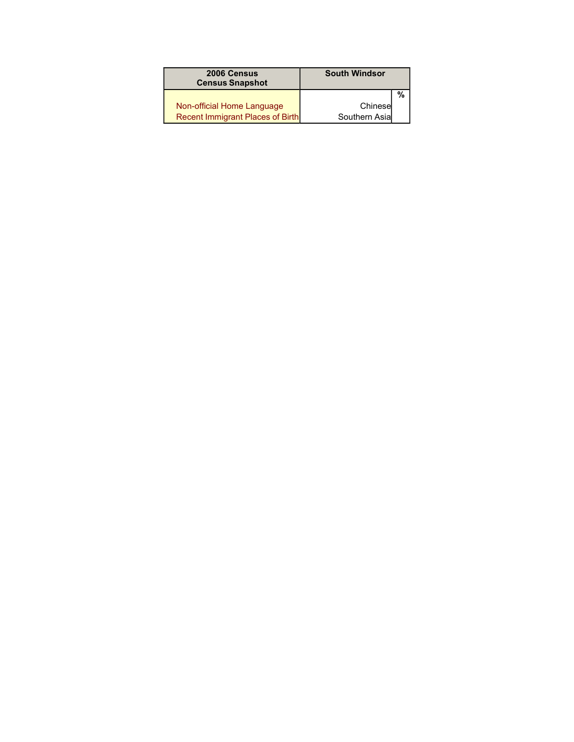| 2006 Census<br>Census Snapshot | South Windsor | |
|---|---|---|
| | | % |
| Non-official Home Language | Chinese | |
| Recent Immigrant Places of Birth | Southern Asia | |